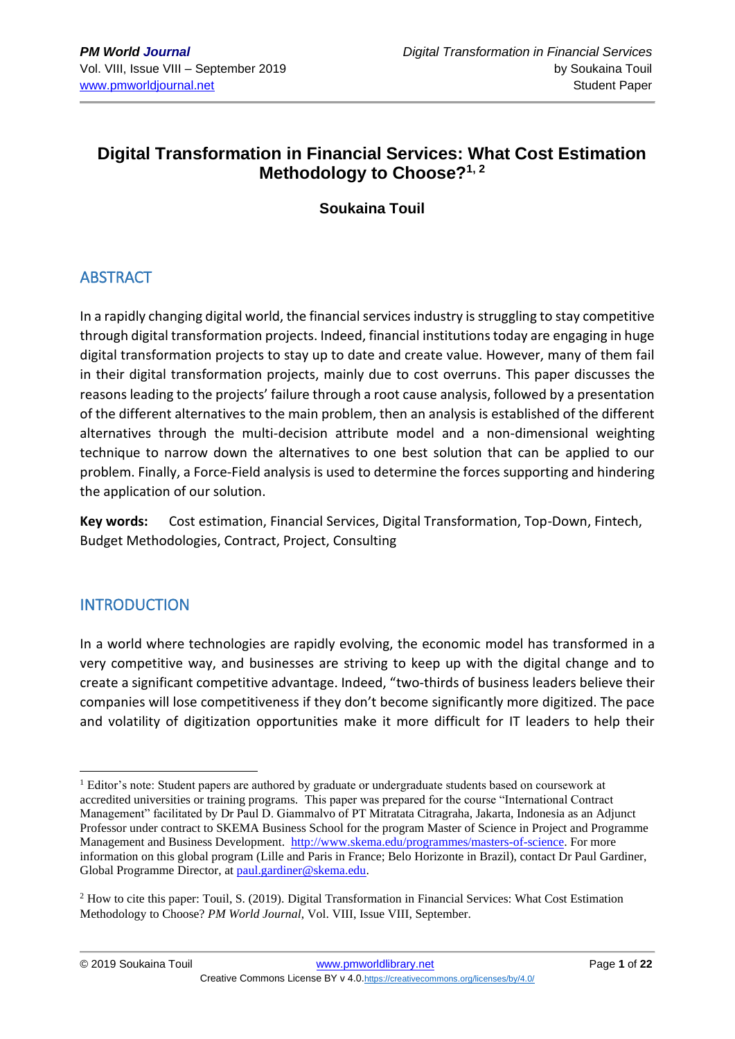# Digital Transformation in Financial Services: What Cost Estimation Methodology to Choose?[1, 2]

**Soukaina Touil**

## ABSTRACT

In a rapidly changing digital world, the financial services industry is struggling to stay competitive through digital transformation projects. Indeed, financial institutions today are engaging in huge digital transformation projects to stay up to date and create value. However, many of them fail in their digital transformation projects, mainly due to cost overruns. This paper discusses the reasons leading to the projects' failure through a root cause analysis, followed by a presentation of the different alternatives to the main problem, then an analysis is established of the different alternatives through the multi-decision attribute model and a non-dimensional weighting technique to narrow down the alternatives to one best solution that can be applied to our problem. Finally, a Force-Field analysis is used to determine the forces supporting and hindering the application of our solution.

**Key words:** Cost estimation, Financial Services, Digital Transformation, Top-Down, Fintech, Budget Methodologies, Contract, Project, Consulting

## INTRODUCTION

In a world where technologies are rapidly evolving, the economic model has transformed in a very competitive way, and businesses are striving to keep up with the digital change and to create a significant competitive advantage. Indeed, "two-thirds of business leaders believe their companies will lose competitiveness if they don't become significantly more digitized. The pace and volatility of digitization opportunities make it more difficult for IT leaders to help their

---

[1] Editor's note: Student papers are authored by graduate or undergraduate students based on coursework at accredited universities or training programs. This paper was prepared for the course "International Contract Management" facilitated by Dr Paul D. Giammalvo of PT Mitratata Citragraha, Jakarta, Indonesia as an Adjunct Professor under contract to SKEMA Business School for the program Master of Science in Project and Programme Management and Business Development. http://www.skema.edu/programmes/masters-of-science. For more information on this global program (Lille and Paris in France; Belo Horizonte in Brazil), contact Dr Paul Gardiner, Global Programme Director, at paul.gardiner@skema.edu.

[2] How to cite this paper: Touil, S. (2019). Digital Transformation in Financial Services: What Cost Estimation Methodology to Choose? *PM World Journal*, Vol. VIII, Issue VIII, September.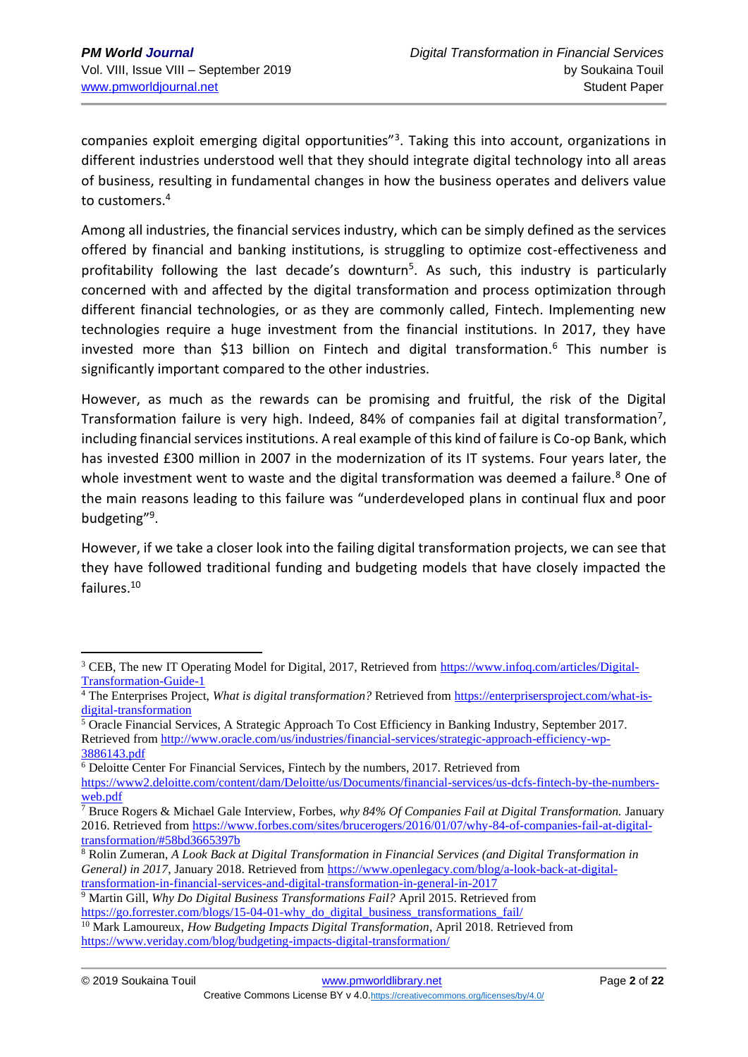companies exploit emerging digital opportunities"[3]. Taking this into account, organizations in different industries understood well that they should integrate digital technology into all areas of business, resulting in fundamental changes in how the business operates and delivers value to customers.[4]

Among all industries, the financial services industry, which can be simply defined as the services offered by financial and banking institutions, is struggling to optimize cost-effectiveness and profitability following the last decade's downturn[5]. As such, this industry is particularly concerned with and affected by the digital transformation and process optimization through different financial technologies, or as they are commonly called, Fintech. Implementing new technologies require a huge investment from the financial institutions. In 2017, they have invested more than $13 billion on Fintech and digital transformation.[6] This number is significantly important compared to the other industries.

However, as much as the rewards can be promising and fruitful, the risk of the Digital Transformation failure is very high. Indeed, 84% of companies fail at digital transformation[7], including financial services institutions. A real example of this kind of failure is Co-op Bank, which has invested £300 million in 2007 in the modernization of its IT systems. Four years later, the whole investment went to waste and the digital transformation was deemed a failure.[8] One of the main reasons leading to this failure was "underdeveloped plans in continual flux and poor budgeting"[9].

However, if we take a closer look into the failing digital transformation projects, we can see that they have followed traditional funding and budgeting models that have closely impacted the failures.[10]

---

[3] CEB, The new IT Operating Model for Digital, 2017, Retrieved from https://www.infoq.com/articles/Digital-Transformation-Guide-1

[4] The Enterprises Project, *What is digital transformation?* Retrieved from https://enterprisersproject.com/what-is-digital-transformation

[5] Oracle Financial Services, A Strategic Approach To Cost Efficiency in Banking Industry, September 2017. Retrieved from http://www.oracle.com/us/industries/financial-services/strategic-approach-efficiency-wp-3886143.pdf

[6] Deloitte Center For Financial Services, Fintech by the numbers, 2017. Retrieved from https://www2.deloitte.com/content/dam/Deloitte/us/Documents/financial-services/us-dcfs-fintech-by-the-numbers-web.pdf

[7] Bruce Rogers & Michael Gale Interview, Forbes, *why 84% Of Companies Fail at Digital Transformation.* January 2016. Retrieved from https://www.forbes.com/sites/brucerogers/2016/01/07/why-84-of-companies-fail-at-digital-transformation/#58bd3665397b

[8] Rolin Zumeran, *A Look Back at Digital Transformation in Financial Services (and Digital Transformation in General) in 2017*, January 2018. Retrieved from https://www.openlegacy.com/blog/a-look-back-at-digital-transformation-in-financial-services-and-digital-transformation-in-general-in-2017

[9] Martin Gill, *Why Do Digital Business Transformations Fail?* April 2015. Retrieved from https://go.forrester.com/blogs/15-04-01-why_do_digital_business_transformations_fail/

[10] Mark Lamoureux, *How Budgeting Impacts Digital Transformation*, April 2018. Retrieved from https://www.veriday.com/blog/budgeting-impacts-digital-transformation/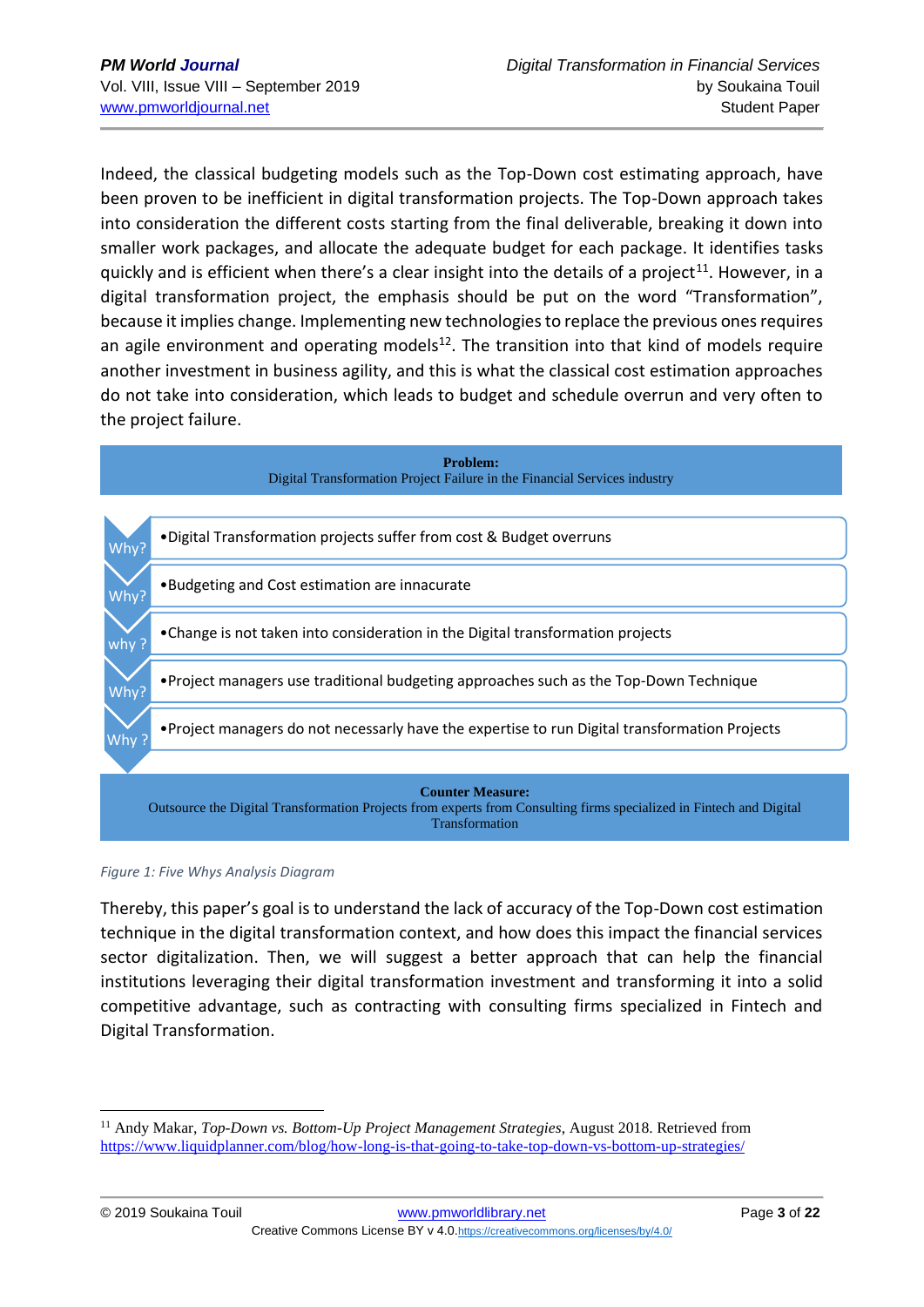Indeed, the classical budgeting models such as the Top-Down cost estimating approach, have been proven to be inefficient in digital transformation projects. The Top-Down approach takes into consideration the different costs starting from the final deliverable, breaking it down into smaller work packages, and allocate the adequate budget for each package. It identifies tasks quickly and is efficient when there's a clear insight into the details of a project[11]. However, in a digital transformation project, the emphasis should be put on the word "Transformation", because it implies change. Implementing new technologies to replace the previous ones requires an agile environment and operating models[12]. The transition into that kind of models require another investment in business agility, and this is what the classical cost estimation approaches do not take into consideration, which leads to budget and schedule overrun and very often to the project failure.

**Problem:**
Digital Transformation Project Failure in the Financial Services industry

- Why? • Digital Transformation projects suffer from cost & Budget overruns
- Why? • Budgeting and Cost estimation are innacurate
- why ? • Change is not taken into consideration in the Digital transformation projects
- Why? • Project managers use traditional budgeting approaches such as the Top-Down Technique
- Why ? • Project managers do not necessary have the expertise to run Digital transformation Projects

**Counter Measure:**
Outsource the Digital Transformation Projects from experts from Consulting firms specialized in Fintech and Digital Transformation

*Figure 1: Five Whys Analysis Diagram*

Thereby, this paper's goal is to understand the lack of accuracy of the Top-Down cost estimation technique in the digital transformation context, and how does this impact the financial services sector digitalization. Then, we will suggest a better approach that can help the financial institutions leveraging their digital transformation investment and transforming it into a solid competitive advantage, such as contracting with consulting firms specialized in Fintech and Digital Transformation.

---

[11] Andy Makar, *Top-Down vs. Bottom-Up Project Management Strategies*, August 2018. Retrieved from https://www.liquidplanner.com/blog/how-long-is-that-going-to-take-top-down-vs-bottom-up-strategies/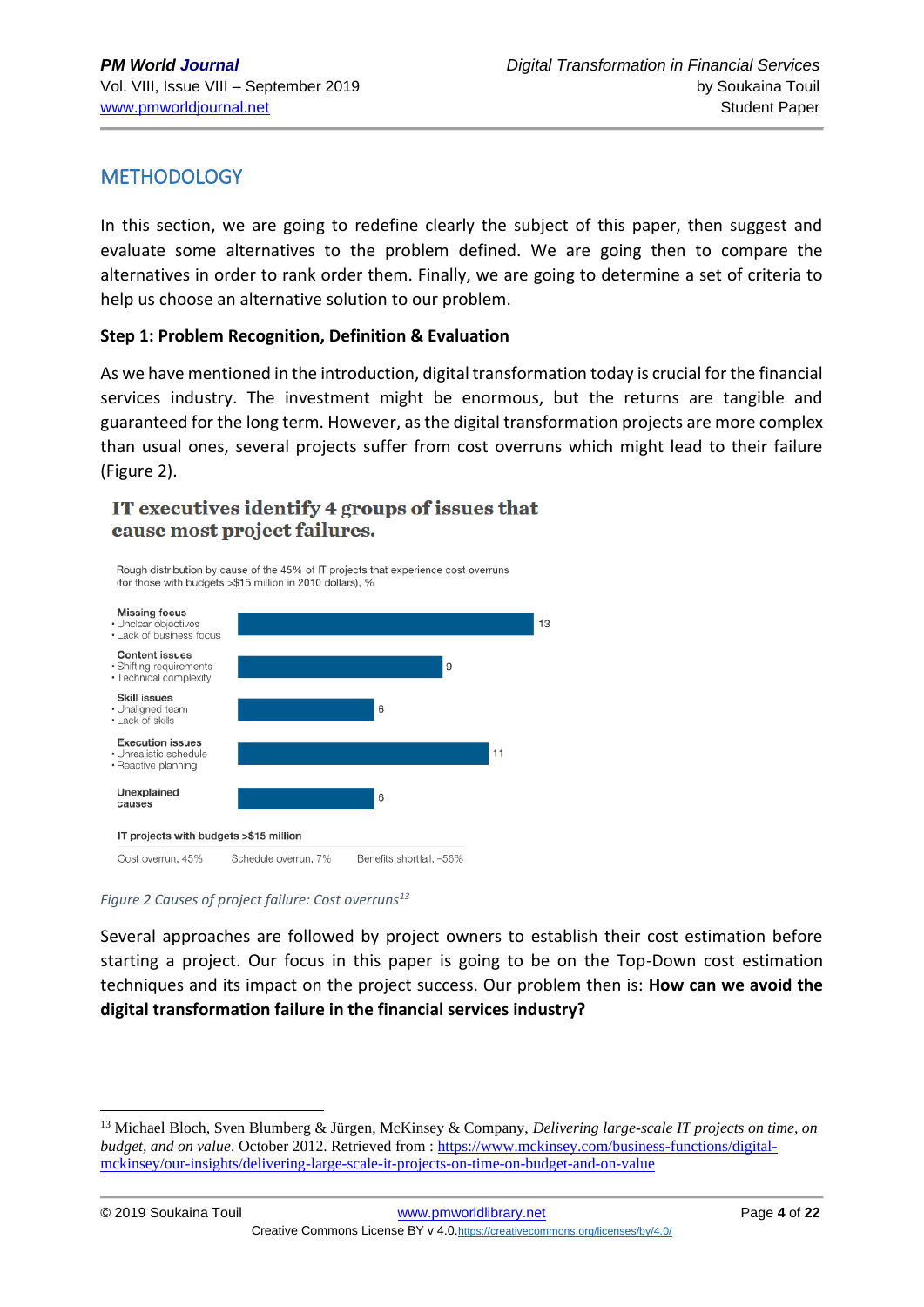## METHODOLOGY

In this section, we are going to redefine clearly the subject of this paper, then suggest and evaluate some alternatives to the problem defined. We are going then to compare the alternatives in order to rank order them. Finally, we are going to determine a set of criteria to help us choose an alternative solution to our problem.

**Step 1: Problem Recognition, Definition & Evaluation**

As we have mentioned in the introduction, digital transformation today is crucial for the financial services industry. The investment might be enormous, but the returns are tangible and guaranteed for the long term. However, as the digital transformation projects are more complex than usual ones, several projects suffer from cost overruns which might lead to their failure (Figure 2).

**IT executives identify 4 groups of issues that cause most project failures.**

Rough distribution by cause of the 45% of IT projects that experience cost overruns (for those with budgets >$15 million in 2010 dollars), %

| Cause | % |
|---|---|
| Missing focus<br>• Unclear objectives<br>• Lack of business focus | 13 |
| Content issues<br>• Shifting requirements<br>• Technical complexity | 9 |
| Skill issues<br>• Unaligned team<br>• Lack of skills | 6 |
| Execution issues<br>• Unrealistic schedule<br>• Reactive planning | 11 |
| Unexplained causes | 6 |

IT projects with budgets >$15 million

Cost overrun, 45% Schedule overrun, 7% Benefits shortfall, –56%

*Figure 2 Causes of project failure: Cost overruns*[13]

Several approaches are followed by project owners to establish their cost estimation before starting a project. Our focus in this paper is going to be on the Top-Down cost estimation techniques and its impact on the project success. Our problem then is: **How can we avoid the digital transformation failure in the financial services industry?**

---

[13] Michael Bloch, Sven Blumberg & Jürgen, McKinsey & Company, *Delivering large-scale IT projects on time, on budget, and on value*. October 2012. Retrieved from : https://www.mckinsey.com/business-functions/digital-mckinsey/our-insights/delivering-large-scale-it-projects-on-time-on-budget-and-on-value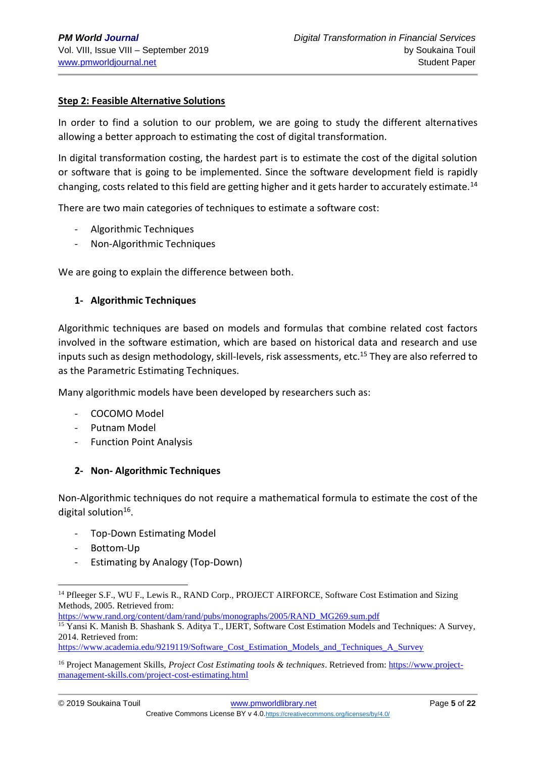**Step 2: Feasible Alternative Solutions**

In order to find a solution to our problem, we are going to study the different alternatives allowing a better approach to estimating the cost of digital transformation.

In digital transformation costing, the hardest part is to estimate the cost of the digital solution or software that is going to be implemented. Since the software development field is rapidly changing, costs related to this field are getting higher and it gets harder to accurately estimate.[14]

There are two main categories of techniques to estimate a software cost:

- Algorithmic Techniques
- Non-Algorithmic Techniques

We are going to explain the difference between both.

**1- Algorithmic Techniques**

Algorithmic techniques are based on models and formulas that combine related cost factors involved in the software estimation, which are based on historical data and research and use inputs such as design methodology, skill-levels, risk assessments, etc.[15] They are also referred to as the Parametric Estimating Techniques.

Many algorithmic models have been developed by researchers such as:

- COCOMO Model
- Putnam Model
- Function Point Analysis

**2- Non- Algorithmic Techniques**

Non-Algorithmic techniques do not require a mathematical formula to estimate the cost of the digital solution[16].

- Top-Down Estimating Model
- Bottom-Up
- Estimating by Analogy (Top-Down)

---

[14] Pfleeger S.F., WU F., Lewis R., RAND Corp., PROJECT AIRFORCE, Software Cost Estimation and Sizing Methods, 2005. Retrieved from: https://www.rand.org/content/dam/rand/pubs/monographs/2005/RAND_MG269.sum.pdf

[15] Yansi K. Manish B. Shashank S. Aditya T., IJERT, Software Cost Estimation Models and Techniques: A Survey, 2014. Retrieved from: https://www.academia.edu/9219119/Software_Cost_Estimation_Models_and_Techniques_A_Survey

[16] Project Management Skills, *Project Cost Estimating tools & techniques*. Retrieved from: https://www.project-management-skills.com/project-cost-estimating.html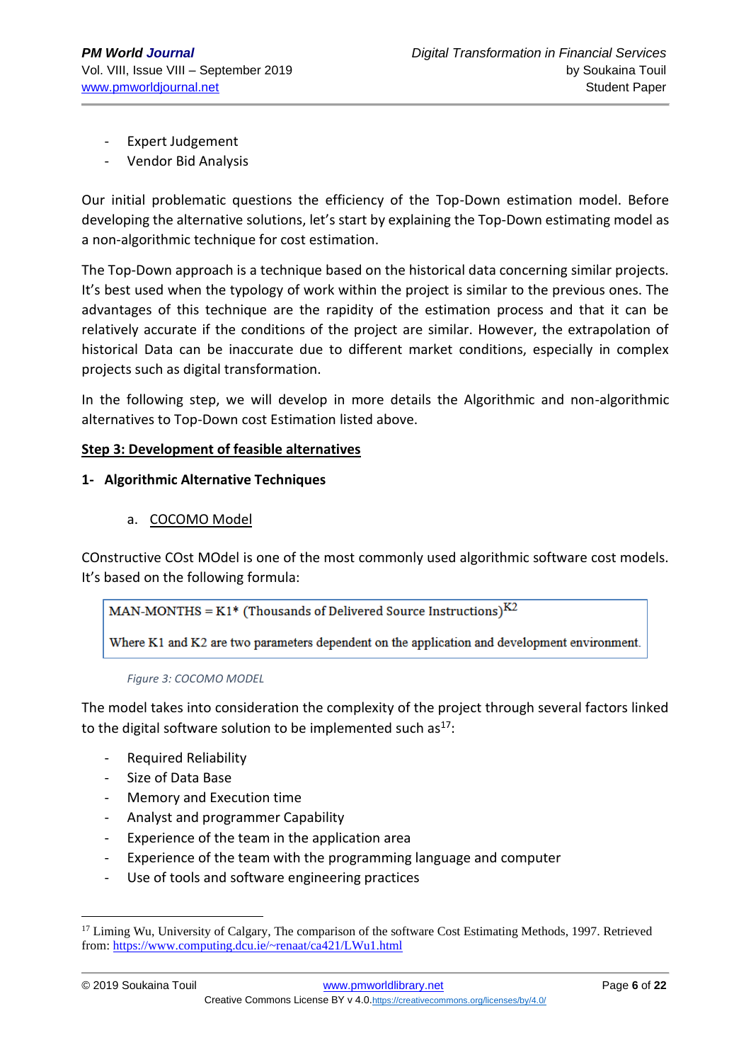- Expert Judgement
- Vendor Bid Analysis

Our initial problematic questions the efficiency of the Top-Down estimation model. Before developing the alternative solutions, let's start by explaining the Top-Down estimating model as a non-algorithmic technique for cost estimation.

The Top-Down approach is a technique based on the historical data concerning similar projects. It's best used when the typology of work within the project is similar to the previous ones. The advantages of this technique are the rapidity of the estimation process and that it can be relatively accurate if the conditions of the project are similar. However, the extrapolation of historical Data can be inaccurate due to different market conditions, especially in complex projects such as digital transformation.

In the following step, we will develop in more details the Algorithmic and non-algorithmic alternatives to Top-Down cost Estimation listed above.

**Step 3: Development of feasible alternatives**

**1- Algorithmic Alternative Techniques**

a. COCOMO Model

COnstructive COst MOdel is one of the most commonly used algorithmic software cost models. It's based on the following formula:

$$\text{MAN-MONTHS} = K1 * (\text{Thousands of Delivered Source Instructions})^{K2}$$

Where K1 and K2 are two parameters dependent on the application and development environment.

*Figure 3: COCOMO MODEL*

The model takes into consideration the complexity of the project through several factors linked to the digital software solution to be implemented such as[17]:

- Required Reliability
- Size of Data Base
- Memory and Execution time
- Analyst and programmer Capability
- Experience of the team in the application area
- Experience of the team with the programming language and computer
- Use of tools and software engineering practices

[17] Liming Wu, University of Calgary, The comparison of the software Cost Estimating Methods, 1997. Retrieved from: https://www.computing.dcu.ie/~renaat/ca421/LWu1.html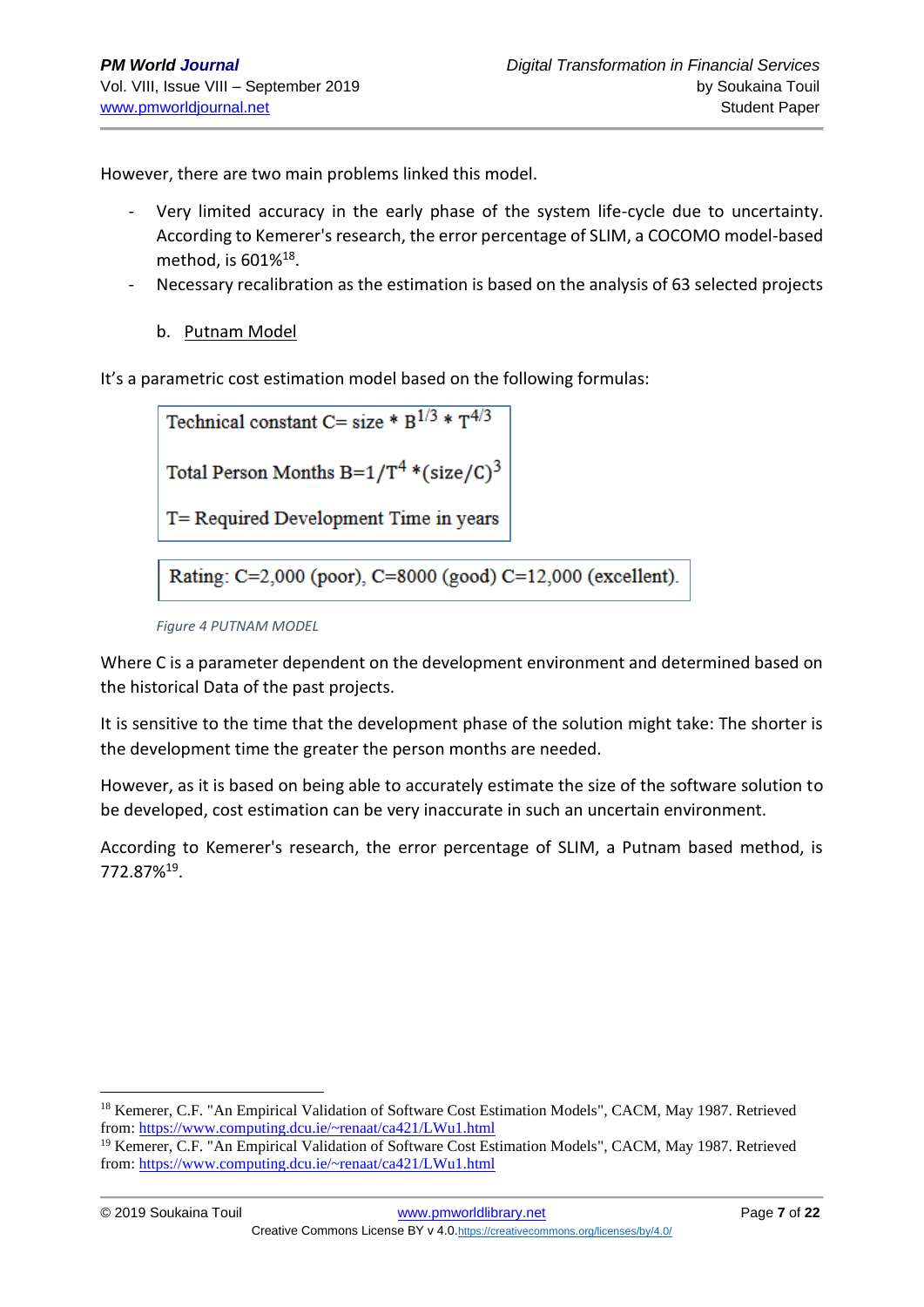However, there are two main problems linked this model.

- Very limited accuracy in the early phase of the system life-cycle due to uncertainty. According to Kemerer's research, the error percentage of SLIM, a COCOMO model-based method, is 601%[18].
- Necessary recalibration as the estimation is based on the analysis of 63 selected projects

b. Putnam Model

It's a parametric cost estimation model based on the following formulas:

Technical constant $C = size * B^{1/3} * T^{4/3}$

Total Person Months $B = 1/T^4 * (size/C)^3$

T= Required Development Time in years

Rating: C=2,000 (poor), C=8000 (good) C=12,000 (excellent).

*Figure 4 PUTNAM MODEL*

Where C is a parameter dependent on the development environment and determined based on the historical Data of the past projects.

It is sensitive to the time that the development phase of the solution might take: The shorter is the development time the greater the person months are needed.

However, as it is based on being able to accurately estimate the size of the software solution to be developed, cost estimation can be very inaccurate in such an uncertain environment.

According to Kemerer's research, the error percentage of SLIM, a Putnam based method, is 772.87%[19].

---

[18] Kemerer, C.F. "An Empirical Validation of Software Cost Estimation Models", CACM, May 1987. Retrieved from: https://www.computing.dcu.ie/~renaat/ca421/LWu1.html

[19] Kemerer, C.F. "An Empirical Validation of Software Cost Estimation Models", CACM, May 1987. Retrieved from: https://www.computing.dcu.ie/~renaat/ca421/LWu1.html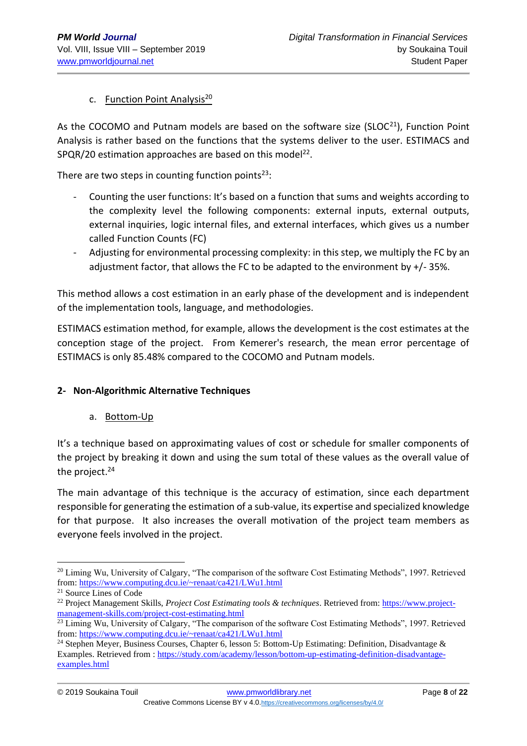c. Function Point Analysis[20]

As the COCOMO and Putnam models are based on the software size (SLOC[21]), Function Point Analysis is rather based on the functions that the systems deliver to the user. ESTIMACS and SPQR/20 estimation approaches are based on this model[22].

There are two steps in counting function points[23]:

- Counting the user functions: It's based on a function that sums and weights according to the complexity level the following components: external inputs, external outputs, external inquiries, logic internal files, and external interfaces, which gives us a number called Function Counts (FC)
- Adjusting for environmental processing complexity: in this step, we multiply the FC by an adjustment factor, that allows the FC to be adapted to the environment by +/- 35%.

This method allows a cost estimation in an early phase of the development and is independent of the implementation tools, language, and methodologies.

ESTIMACS estimation method, for example, allows the development is the cost estimates at the conception stage of the project. From Kemerer's research, the mean error percentage of ESTIMACS is only 85.48% compared to the COCOMO and Putnam models.

## 2- Non-Algorithmic Alternative Techniques

a. Bottom-Up

It's a technique based on approximating values of cost or schedule for smaller components of the project by breaking it down and using the sum total of these values as the overall value of the project.[24]

The main advantage of this technique is the accuracy of estimation, since each department responsible for generating the estimation of a sub-value, its expertise and specialized knowledge for that purpose. It also increases the overall motivation of the project team members as everyone feels involved in the project.

---

[20] Liming Wu, University of Calgary, "The comparison of the software Cost Estimating Methods", 1997. Retrieved from: https://www.computing.dcu.ie/~renaat/ca421/LWu1.html

[21] Source Lines of Code

[22] Project Management Skills, *Project Cost Estimating tools & techniques*. Retrieved from: https://www.project-management-skills.com/project-cost-estimating.html

[23] Liming Wu, University of Calgary, "The comparison of the software Cost Estimating Methods", 1997. Retrieved from: https://www.computing.dcu.ie/~renaat/ca421/LWu1.html

[24] Stephen Meyer, Business Courses, Chapter 6, lesson 5: Bottom-Up Estimating: Definition, Disadvantage & Examples. Retrieved from : https://study.com/academy/lesson/bottom-up-estimating-definition-disadvantage-examples.html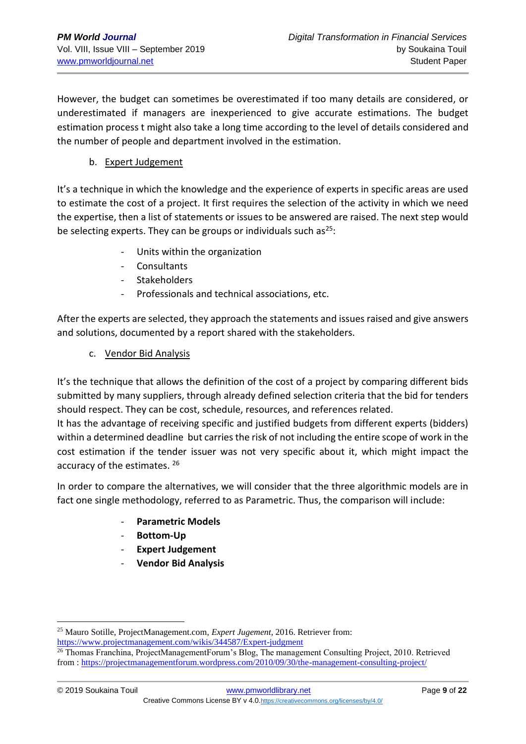However, the budget can sometimes be overestimated if too many details are considered, or underestimated if managers are inexperienced to give accurate estimations. The budget estimation process t might also take a long time according to the level of details considered and the number of people and department involved in the estimation.

b. Expert Judgement

It's a technique in which the knowledge and the experience of experts in specific areas are used to estimate the cost of a project. It first requires the selection of the activity in which we need the expertise, then a list of statements or issues to be answered are raised. The next step would be selecting experts. They can be groups or individuals such as[25]:

- Units within the organization
- Consultants
- Stakeholders
- Professionals and technical associations, etc.

After the experts are selected, they approach the statements and issues raised and give answers and solutions, documented by a report shared with the stakeholders.

c. Vendor Bid Analysis

It's the technique that allows the definition of the cost of a project by comparing different bids submitted by many suppliers, through already defined selection criteria that the bid for tenders should respect. They can be cost, schedule, resources, and references related.

It has the advantage of receiving specific and justified budgets from different experts (bidders) within a determined deadline but carries the risk of not including the entire scope of work in the cost estimation if the tender issuer was not very specific about it, which might impact the accuracy of the estimates. [26]

In order to compare the alternatives, we will consider that the three algorithmic models are in fact one single methodology, referred to as Parametric. Thus, the comparison will include:

- **Parametric Models**
- **Bottom-Up**
- **Expert Judgement**
- **Vendor Bid Analysis**

---

[25] Mauro Sotille, ProjectManagement.com, *Expert Jugement*, 2016. Retriever from: https://www.projectmanagement.com/wikis/344587/Expert-judgment

[26] Thomas Franchina, ProjectManagementForum's Blog, The management Consulting Project, 2010. Retrieved from : https://projectmanagementforum.wordpress.com/2010/09/30/the-management-consulting-project/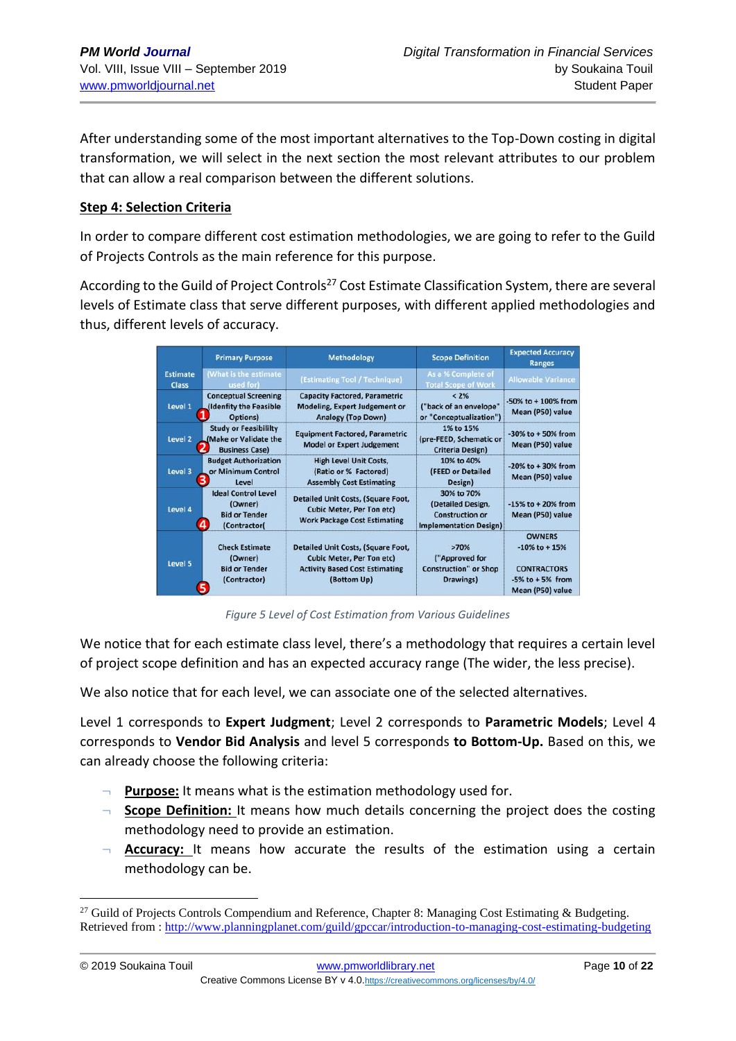After understanding some of the most important alternatives to the Top-Down costing in digital transformation, we will select in the next section the most relevant attributes to our problem that can allow a real comparison between the different solutions.

**Step 4: Selection Criteria**

In order to compare different cost estimation methodologies, we are going to refer to the Guild of Projects Controls as the main reference for this purpose.

According to the Guild of Project Controls[27] Cost Estimate Classification System, there are several levels of Estimate class that serve different purposes, with different applied methodologies and thus, different levels of accuracy.

| Estimate Class | Primary Purpose (What is the estimate used for) | Methodology (Estimating Tool / Technique) | Scope Definition (As a % Complete of Total Scope of Work) | Expected Accuracy Ranges (Allowable Variance) |
|---|---|---|---|---|
| Level 1 | Conceptual Screening (Idenfity the Feasible Options) 1 | Capacity Factored, Parametric Modeling, Expert Judgement or Analogy (Top Down) | < 2% ("back of an envelope" or "Conceptualization") | -50% to + 100% from Mean (P50) value |
| Level 2 | Study or Feasibility (Make or Validate the Business Case) 2 | Equipment Factored, Parametric Model or Expert Judgement | 1% to 15% (pre-FEED, Schematic or Criteria Design) | -30% to + 50% from Mean (P50) value |
| Level 3 | Budget Authorization or Minimum Control Level 3 | High Level Unit Costs, (Ratio or % Factored) Assembly Cost Estimating | 10% to 40% (FEED or Detailed Design) | -20% to + 30% from Mean (P50) value |
| Level 4 | Ideal Control Level (Owner) Bid or Tender (Contractor( 4 | Detailed Unit Costs, (Square Foot, Cubic Meter, Per Ton etc) Work Package Cost Estimating | 30% to 70% (Detailed Design, Construction or Implementation Design) | -15% to + 20% from Mean (P50) value |
| Level 5 | Check Estimate (Owner) Bid or Tender (Contractor) 5 | Detailed Unit Costs, (Square Foot, Cubic Meter, Per Ton etc) Activity Based Cost Estimating (Bottom Up) | >70% ("Approved for Construction" or Shop Drawings) | OWNERS -10% to + 15% CONTRACTORS -5% to + 5% from Mean (P50) value |

*Figure 5 Level of Cost Estimation from Various Guidelines*

We notice that for each estimate class level, there's a methodology that requires a certain level of project scope definition and has an expected accuracy range (The wider, the less precise).

We also notice that for each level, we can associate one of the selected alternatives.

Level 1 corresponds to **Expert Judgment**; Level 2 corresponds to **Parametric Models**; Level 4 corresponds to **Vendor Bid Analysis** and level 5 corresponds **to Bottom-Up.** Based on this, we can already choose the following criteria:

- **Purpose:** It means what is the estimation methodology used for.
- **Scope Definition:** It means how much details concerning the project does the costing methodology need to provide an estimation.
- **Accuracy:** It means how accurate the results of the estimation using a certain methodology can be.

---

[27] Guild of Projects Controls Compendium and Reference, Chapter 8: Managing Cost Estimating & Budgeting. Retrieved from : http://www.planningplanet.com/guild/gpccar/introduction-to-managing-cost-estimating-budgeting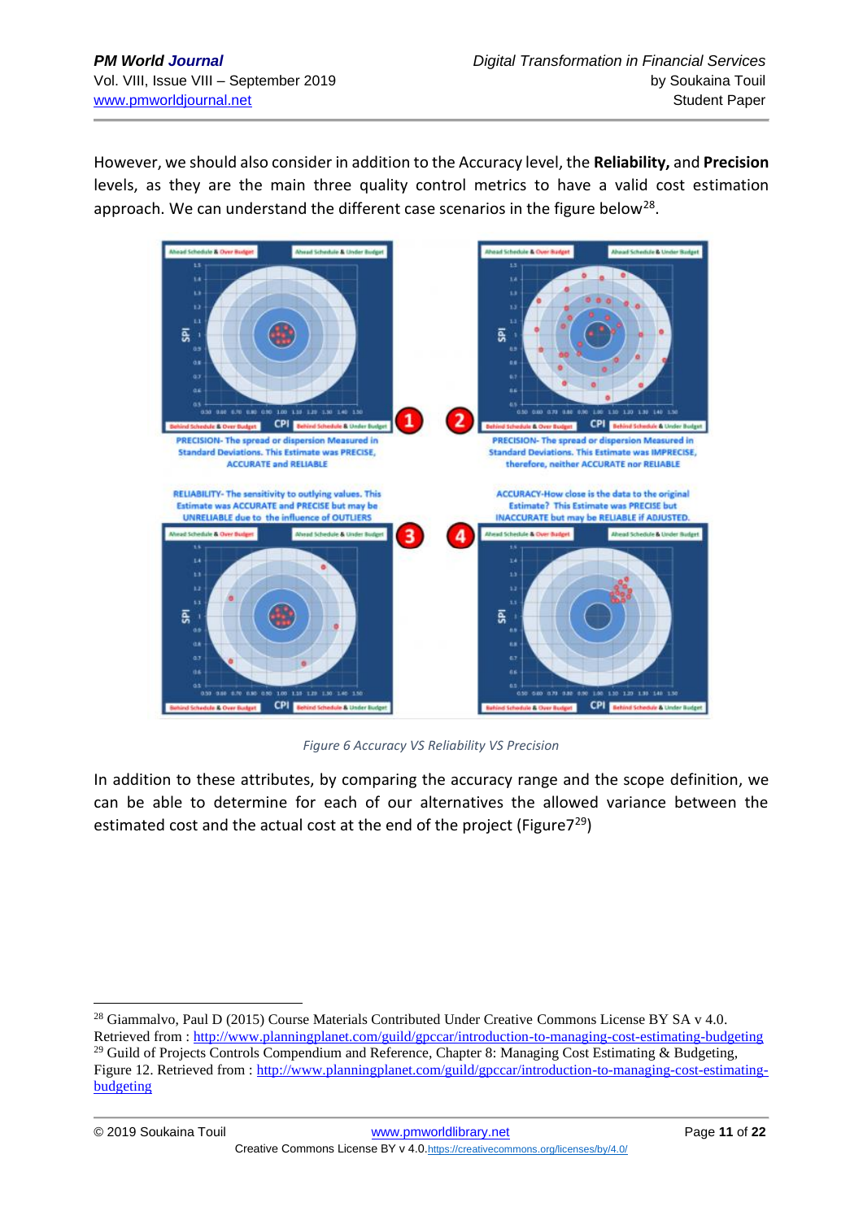However, we should also consider in addition to the Accuracy level, the **Reliability,** and **Precision** levels, as they are the main three quality control metrics to have a valid cost estimation approach. We can understand the different case scenarios in the figure below[28].

*Figure 6 Accuracy VS Reliability VS Precision*

In addition to these attributes, by comparing the accuracy range and the scope definition, we can be able to determine for each of our alternatives the allowed variance between the estimated cost and the actual cost at the end of the project (Figure7[29])

[28] Giammalvo, Paul D (2015) Course Materials Contributed Under Creative Commons License BY SA v 4.0. Retrieved from : http://www.planningplanet.com/guild/gpccar/introduction-to-managing-cost-estimating-budgeting

[29] Guild of Projects Controls Compendium and Reference, Chapter 8: Managing Cost Estimating & Budgeting, Figure 12. Retrieved from : http://www.planningplanet.com/guild/gpccar/introduction-to-managing-cost-estimating-budgeting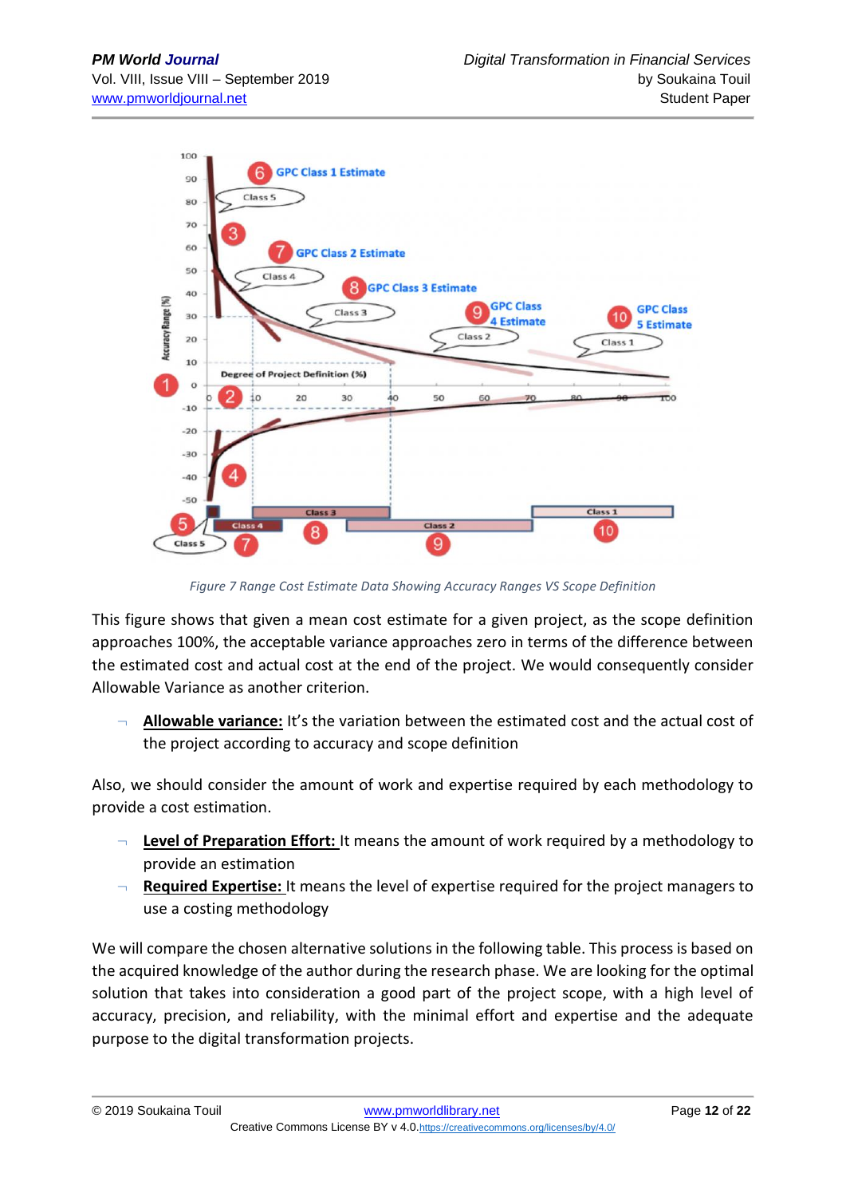*Figure 7 Range Cost Estimate Data Showing Accuracy Ranges VS Scope Definition*

This figure shows that given a mean cost estimate for a given project, as the scope definition approaches 100%, the acceptable variance approaches zero in terms of the difference between the estimated cost and actual cost at the end of the project. We would consequently consider Allowable Variance as another criterion.

- **Allowable variance:** It's the variation between the estimated cost and the actual cost of the project according to accuracy and scope definition

Also, we should consider the amount of work and expertise required by each methodology to provide a cost estimation.

- **Level of Preparation Effort:** It means the amount of work required by a methodology to provide an estimation
- **Required Expertise:** It means the level of expertise required for the project managers to use a costing methodology

We will compare the chosen alternative solutions in the following table. This process is based on the acquired knowledge of the author during the research phase. We are looking for the optimal solution that takes into consideration a good part of the project scope, with a high level of accuracy, precision, and reliability, with the minimal effort and expertise and the adequate purpose to the digital transformation projects.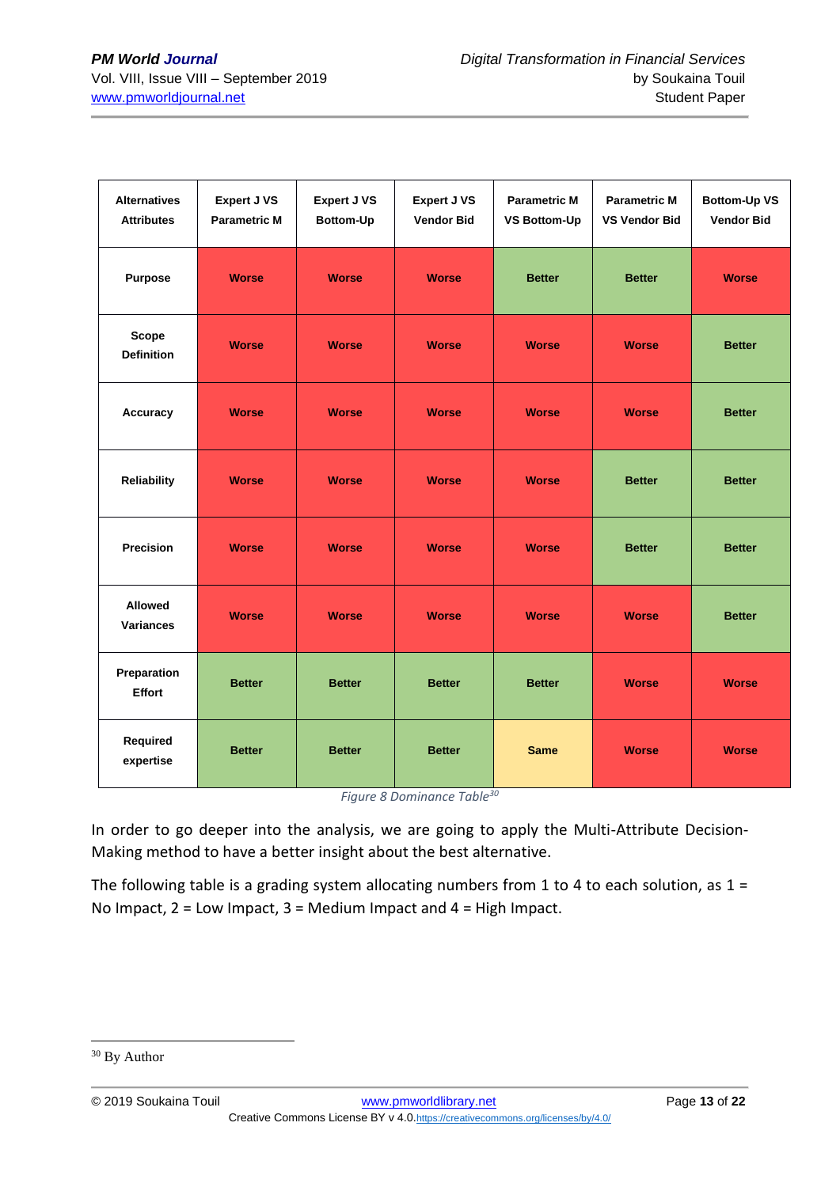| Alternatives Attributes | Expert J VS Parametric M | Expert J VS Bottom-Up | Expert J VS Vendor Bid | Parametric M VS Bottom-Up | Parametric M VS Vendor Bid | Bottom-Up VS Vendor Bid |
|---|---|---|---|---|---|---|
| Purpose | Worse | Worse | Worse | Better | Better | Worse |
| Scope Definition | Worse | Worse | Worse | Worse | Worse | Better |
| Accuracy | Worse | Worse | Worse | Worse | Worse | Better |
| Reliability | Worse | Worse | Worse | Worse | Better | Better |
| Precision | Worse | Worse | Worse | Worse | Better | Better |
| Allowed Variances | Worse | Worse | Worse | Worse | Worse | Better |
| Preparation Effort | Better | Better | Better | Better | Worse | Worse |
| Required expertise | Better | Better | Better | Same | Worse | Worse |

*Figure 8 Dominance Table*[30]

In order to go deeper into the analysis, we are going to apply the Multi-Attribute Decision-Making method to have a better insight about the best alternative.

The following table is a grading system allocating numbers from 1 to 4 to each solution, as 1 = No Impact, 2 = Low Impact, 3 = Medium Impact and 4 = High Impact.

---

[30] By Author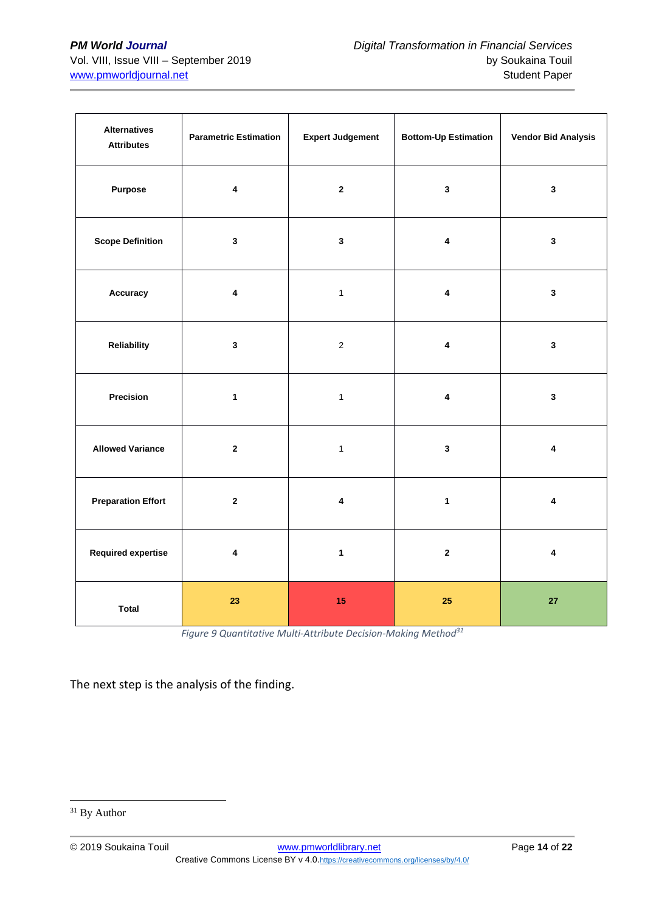| Alternatives Attributes | Parametric Estimation | Expert Judgement | Bottom-Up Estimation | Vendor Bid Analysis |
|---|---|---|---|---|
| **Purpose** | **4** | **2** | **3** | **3** |
| **Scope Definition** | **3** | **3** | **4** | **3** |
| **Accuracy** | **4** | 1 | **4** | **3** |
| **Reliability** | **3** | 2 | **4** | **3** |
| **Precision** | **1** | 1 | **4** | **3** |
| **Allowed Variance** | **2** | 1 | **3** | **4** |
| **Preparation Effort** | **2** | **4** | **1** | **4** |
| **Required expertise** | **4** | **1** | **2** | **4** |
| **Total** | **23** | **15** | **25** | **27** |

*Figure 9 Quantitative Multi-Attribute Decision-Making Method*[31]

The next step is the analysis of the finding.

[31] By Author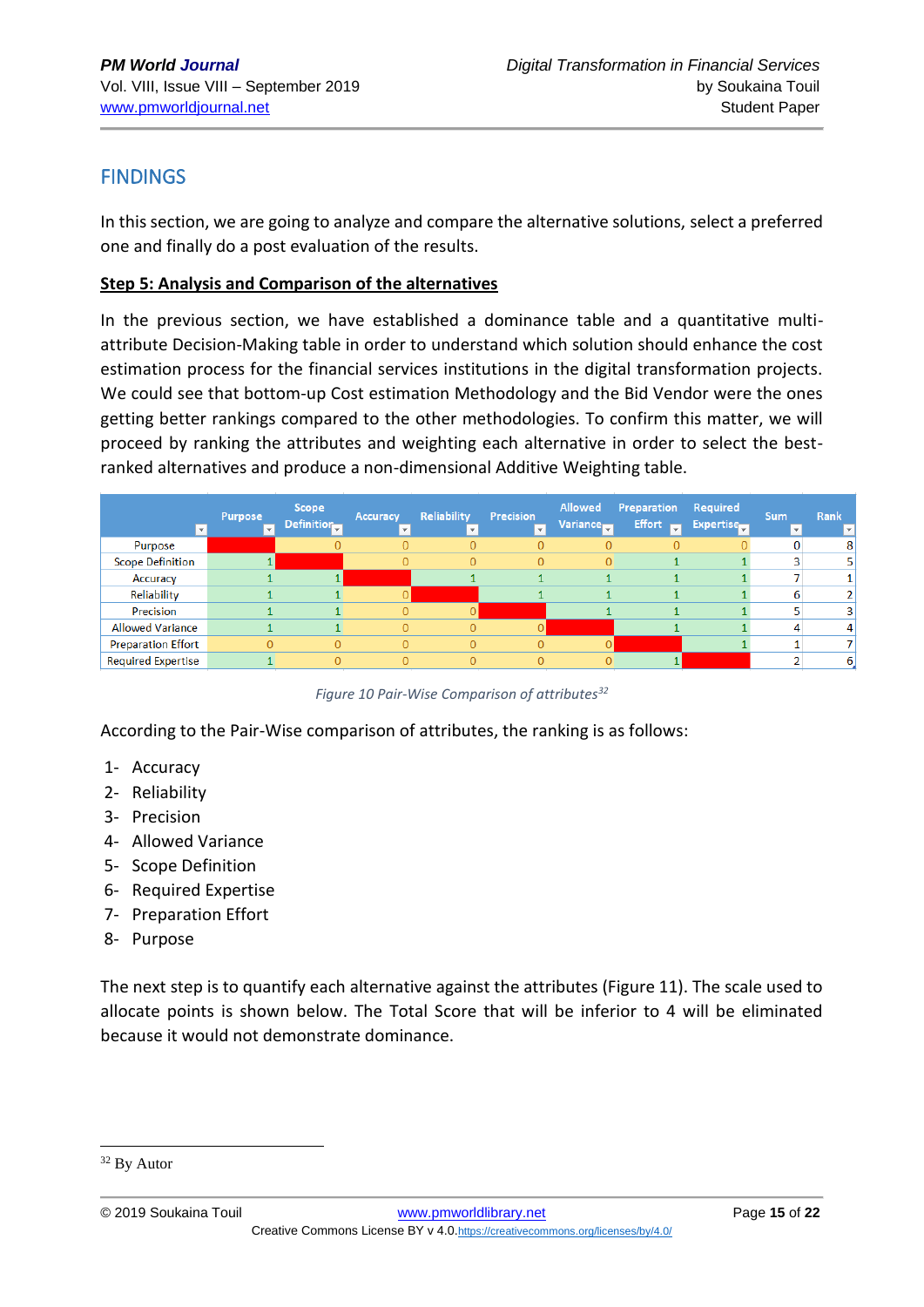## FINDINGS

In this section, we are going to analyze and compare the alternative solutions, select a preferred one and finally do a post evaluation of the results.

**Step 5: Analysis and Comparison of the alternatives**

In the previous section, we have established a dominance table and a quantitative multi-attribute Decision-Making table in order to understand which solution should enhance the cost estimation process for the financial services institutions in the digital transformation projects. We could see that bottom-up Cost estimation Methodology and the Bid Vendor were the ones getting better rankings compared to the other methodologies. To confirm this matter, we will proceed by ranking the attributes and weighting each alternative in order to select the best-ranked alternatives and produce a non-dimensional Additive Weighting table.

| | Purpose | Scope Definition | Accuracy | Reliability | Precision | Allowed Variance | Preparation Effort | Required Expertise | Sum | Rank |
|---|---|---|---|---|---|---|---|---|---|---|
| Purpose | | 0 | 0 | 0 | 0 | 0 | 0 | 0 | 0 | 8 |
| Scope Definition | 1 | | 0 | 0 | 0 | 0 | 1 | 1 | 3 | 5 |
| Accuracy | 1 | 1 | | 1 | 1 | 1 | 1 | 1 | 7 | 1 |
| Reliability | 1 | 1 | 0 | | 1 | 1 | 1 | 1 | 6 | 2 |
| Precision | 1 | 1 | 0 | 0 | | 1 | 1 | 1 | 5 | 3 |
| Allowed Variance | 1 | 1 | 0 | 0 | 0 | | 1 | 1 | 4 | 4 |
| Preparation Effort | 0 | 0 | 0 | 0 | 0 | 0 | | 1 | 1 | 7 |
| Required Expertise | 1 | 0 | 0 | 0 | 0 | 0 | 1 | | 2 | 6 |

*Figure 10 Pair-Wise Comparison of attributes[32]*

According to the Pair-Wise comparison of attributes, the ranking is as follows:

1- Accuracy
2- Reliability
3- Precision
4- Allowed Variance
5- Scope Definition
6- Required Expertise
7- Preparation Effort
8- Purpose

The next step is to quantify each alternative against the attributes (Figure 11). The scale used to allocate points is shown below. The Total Score that will be inferior to 4 will be eliminated because it would not demonstrate dominance.

---

[32] By Autor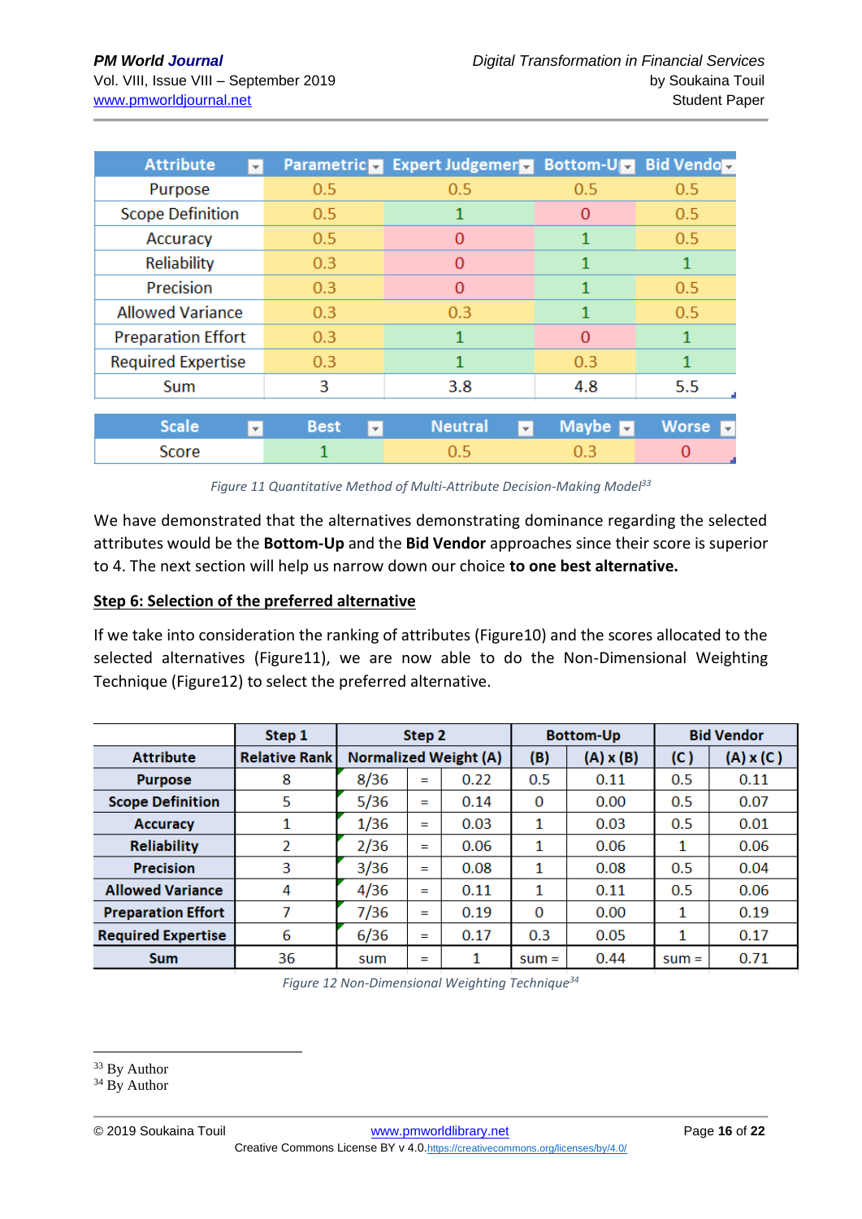| Attribute | Parametric | Expert Judgement | Bottom-Up | Bid Vendor |
|---|---|---|---|---|
| Purpose | 0.5 | 0.5 | 0.5 | 0.5 |
| Scope Definition | 0.5 | 1 | 0 | 0.5 |
| Accuracy | 0.5 | 0 | 1 | 0.5 |
| Reliability | 0.3 | 0 | 1 | 1 |
| Precision | 0.3 | 0 | 1 | 0.5 |
| Allowed Variance | 0.3 | 0.3 | 1 | 0.5 |
| Preparation Effort | 0.3 | 1 | 0 | 1 |
| Required Expertise | 0.3 | 1 | 0.3 | 1 |
| Sum | 3 | 3.8 | 4.8 | 5.5 |

| Scale | Best | Neutral | Maybe | Worse |
|---|---|---|---|---|
| Score | 1 | 0.5 | 0.3 | 0 |

*Figure 11 Quantitative Method of Multi-Attribute Decision-Making Model*[33]

We have demonstrated that the alternatives demonstrating dominance regarding the selected attributes would be the **Bottom-Up** and the **Bid Vendor** approaches since their score is superior to 4. The next section will help us narrow down our choice **to one best alternative.**

**Step 6: Selection of the preferred alternative**

If we take into consideration the ranking of attributes (Figure10) and the scores allocated to the selected alternatives (Figure11), we are now able to do the Non-Dimensional Weighting Technique (Figure12) to select the preferred alternative.

| | Step 1 | Step 2 | | | Bottom-Up | | Bid Vendor | |
|---|---|---|---|---|---|---|---|---|
| Attribute | Relative Rank | Normalized Weight (A) | | | (B) | (A) x (B) | (C ) | (A) x (C ) |
| Purpose | 8 | 8/36 | = | 0.22 | 0.5 | 0.11 | 0.5 | 0.11 |
| Scope Definition | 5 | 5/36 | = | 0.14 | 0 | 0.00 | 0.5 | 0.07 |
| Accuracy | 1 | 1/36 | = | 0.03 | 1 | 0.03 | 0.5 | 0.01 |
| Reliability | 2 | 2/36 | = | 0.06 | 1 | 0.06 | 1 | 0.06 |
| Precision | 3 | 3/36 | = | 0.08 | 1 | 0.08 | 0.5 | 0.04 |
| Allowed Variance | 4 | 4/36 | = | 0.11 | 1 | 0.11 | 0.5 | 0.06 |
| Preparation Effort | 7 | 7/36 | = | 0.19 | 0 | 0.00 | 1 | 0.19 |
| Required Expertise | 6 | 6/36 | = | 0.17 | 0.3 | 0.05 | 1 | 0.17 |
| Sum | 36 | sum | = | 1 | sum = | 0.44 | sum = | 0.71 |

*Figure 12 Non-Dimensional Weighting Technique*[34]

---

[33] By Author
[34] By Author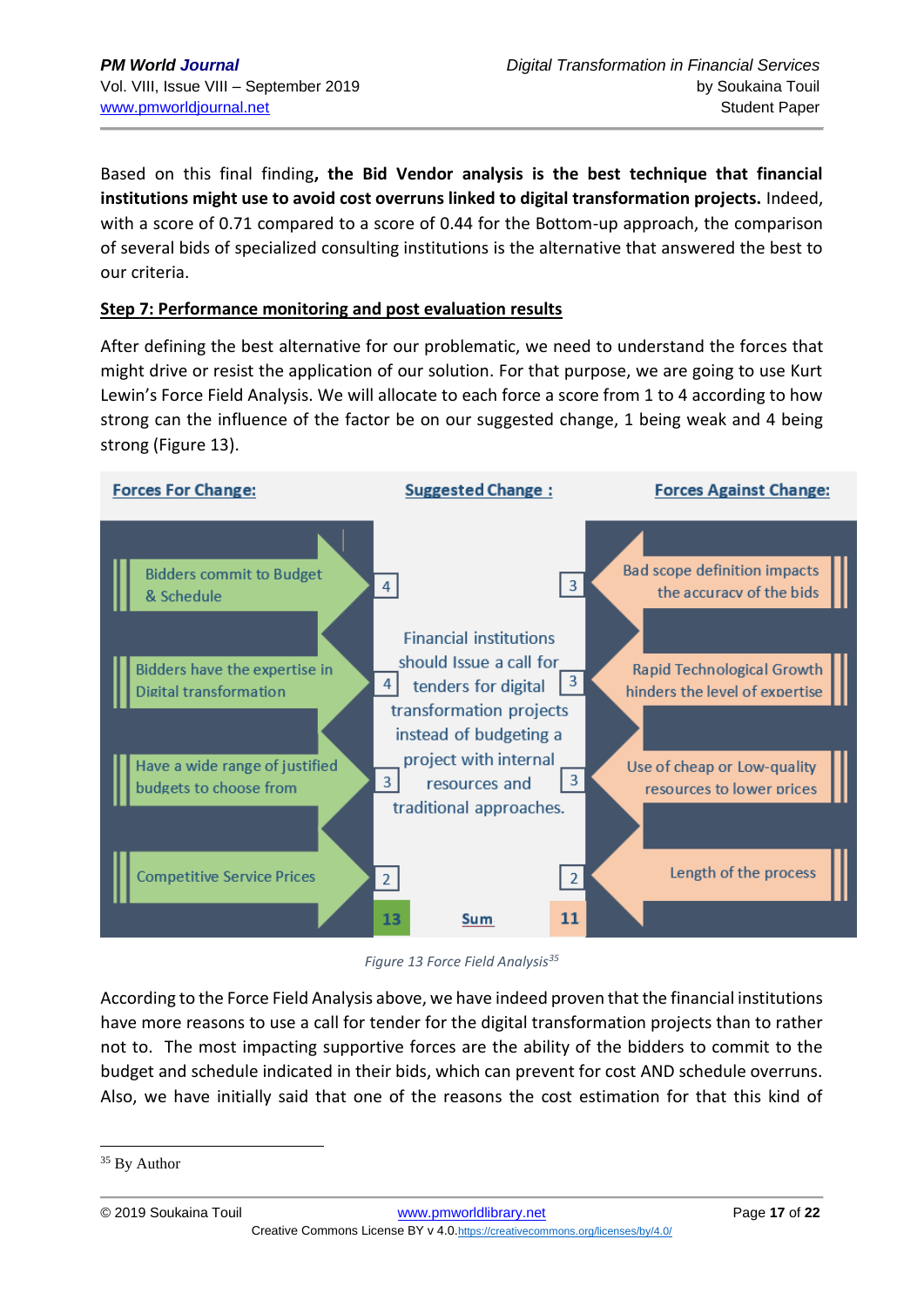Based on this final finding**, the Bid Vendor analysis is the best technique that financial institutions might use to avoid cost overruns linked to digital transformation projects.** Indeed, with a score of 0.71 compared to a score of 0.44 for the Bottom-up approach, the comparison of several bids of specialized consulting institutions is the alternative that answered the best to our criteria.

**Step 7: Performance monitoring and post evaluation results**

After defining the best alternative for our problematic, we need to understand the forces that might drive or resist the application of our solution. For that purpose, we are going to use Kurt Lewin's Force Field Analysis. We will allocate to each force a score from 1 to 4 according to how strong can the influence of the factor be on our suggested change, 1 being weak and 4 being strong (Figure 13).

| Forces For Change: | Score | Suggested Change : | Score | Forces Against Change: |
|---|---|---|---|---|
| Bidders commit to Budget & Schedule | 4 | Financial institutions should Issue a call for tenders for digital transformation projects instead of budgeting a project with internal resources and traditional approaches. | 3 | Bad scope definition impacts the accuracy of the bids |
| Bidders have the expertise in Digital transformation | 4 | | 3 | Rapid Technological Growth hinders the level of expertise |
| Have a wide range of justified budgets to choose from | 3 | | 3 | Use of cheap or Low-quality resources to lower prices |
| Competitive Service Prices | 2 | | 2 | Length of the process |
| | 13 | Sum | 11 | |

*Figure 13 Force Field Analysis*[35]

According to the Force Field Analysis above, we have indeed proven that the financial institutions have more reasons to use a call for tender for the digital transformation projects than to rather not to. The most impacting supportive forces are the ability of the bidders to commit to the budget and schedule indicated in their bids, which can prevent for cost AND schedule overruns. Also, we have initially said that one of the reasons the cost estimation for that this kind of

[35] By Author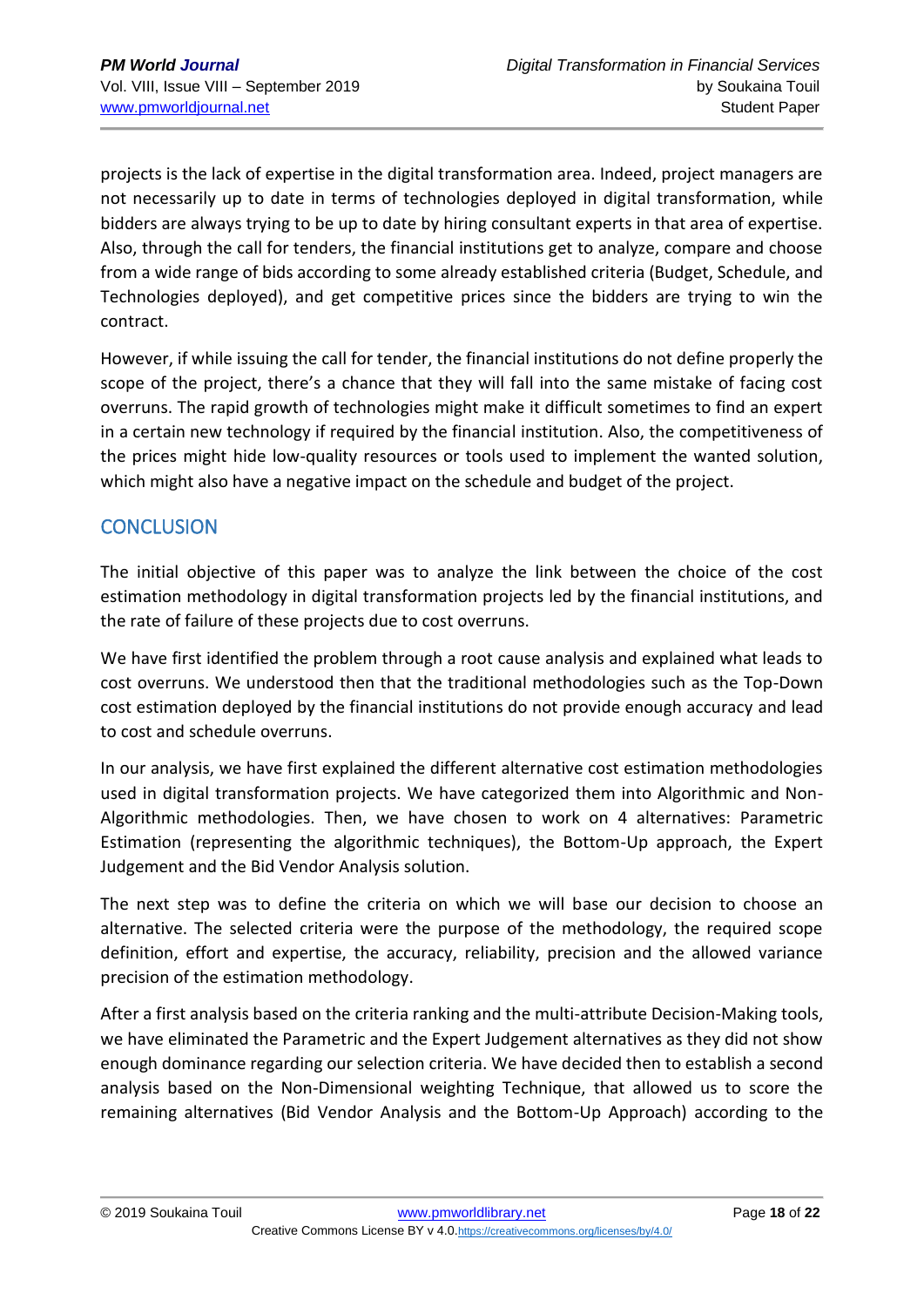projects is the lack of expertise in the digital transformation area. Indeed, project managers are not necessarily up to date in terms of technologies deployed in digital transformation, while bidders are always trying to be up to date by hiring consultant experts in that area of expertise. Also, through the call for tenders, the financial institutions get to analyze, compare and choose from a wide range of bids according to some already established criteria (Budget, Schedule, and Technologies deployed), and get competitive prices since the bidders are trying to win the contract.

However, if while issuing the call for tender, the financial institutions do not define properly the scope of the project, there's a chance that they will fall into the same mistake of facing cost overruns. The rapid growth of technologies might make it difficult sometimes to find an expert in a certain new technology if required by the financial institution. Also, the competitiveness of the prices might hide low-quality resources or tools used to implement the wanted solution, which might also have a negative impact on the schedule and budget of the project.

## CONCLUSION

The initial objective of this paper was to analyze the link between the choice of the cost estimation methodology in digital transformation projects led by the financial institutions, and the rate of failure of these projects due to cost overruns.

We have first identified the problem through a root cause analysis and explained what leads to cost overruns. We understood then that the traditional methodologies such as the Top-Down cost estimation deployed by the financial institutions do not provide enough accuracy and lead to cost and schedule overruns.

In our analysis, we have first explained the different alternative cost estimation methodologies used in digital transformation projects. We have categorized them into Algorithmic and Non-Algorithmic methodologies. Then, we have chosen to work on 4 alternatives: Parametric Estimation (representing the algorithmic techniques), the Bottom-Up approach, the Expert Judgement and the Bid Vendor Analysis solution.

The next step was to define the criteria on which we will base our decision to choose an alternative. The selected criteria were the purpose of the methodology, the required scope definition, effort and expertise, the accuracy, reliability, precision and the allowed variance precision of the estimation methodology.

After a first analysis based on the criteria ranking and the multi-attribute Decision-Making tools, we have eliminated the Parametric and the Expert Judgement alternatives as they did not show enough dominance regarding our selection criteria. We have decided then to establish a second analysis based on the Non-Dimensional weighting Technique, that allowed us to score the remaining alternatives (Bid Vendor Analysis and the Bottom-Up Approach) according to the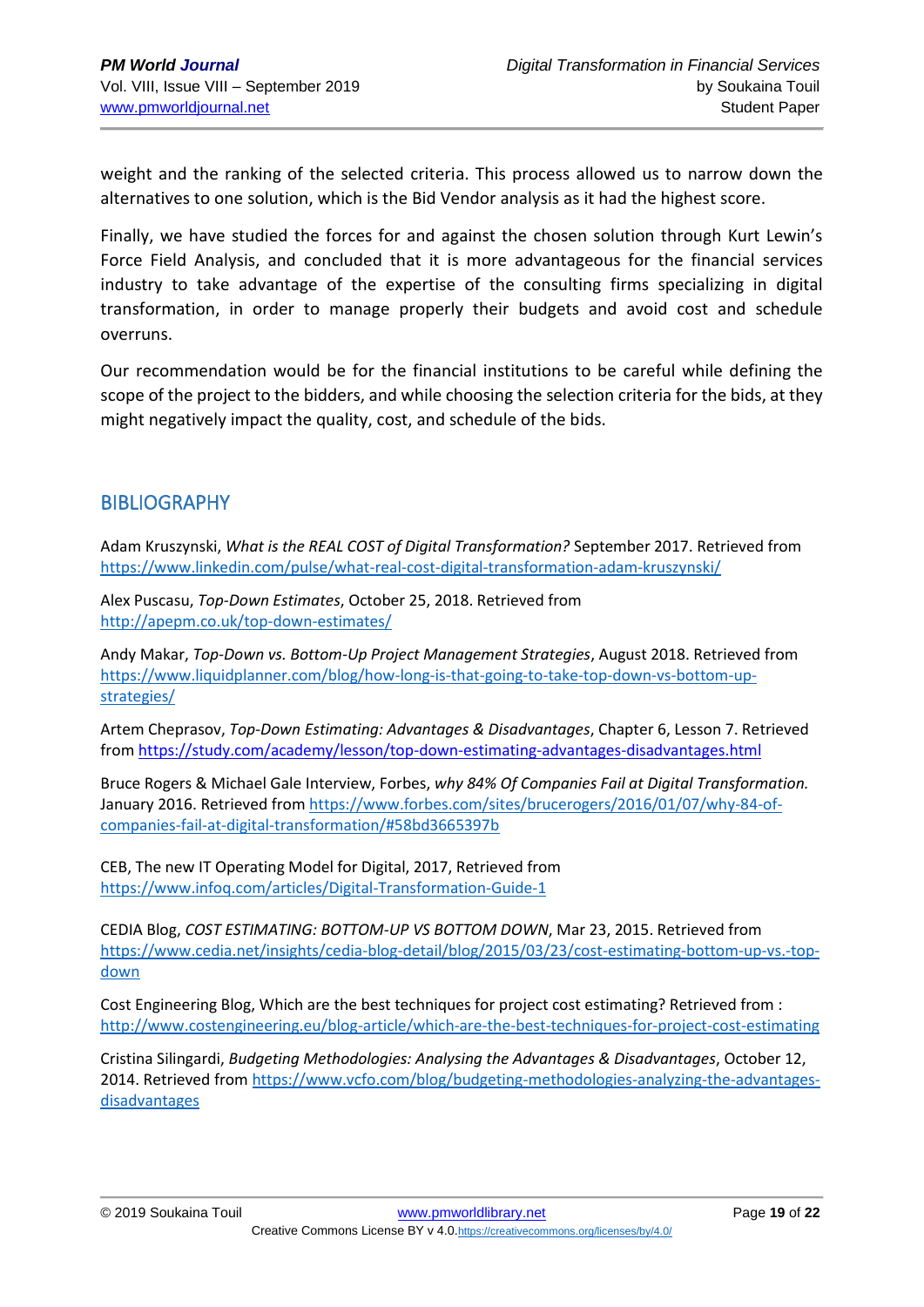weight and the ranking of the selected criteria. This process allowed us to narrow down the alternatives to one solution, which is the Bid Vendor analysis as it had the highest score.

Finally, we have studied the forces for and against the chosen solution through Kurt Lewin's Force Field Analysis, and concluded that it is more advantageous for the financial services industry to take advantage of the expertise of the consulting firms specializing in digital transformation, in order to manage properly their budgets and avoid cost and schedule overruns.

Our recommendation would be for the financial institutions to be careful while defining the scope of the project to the bidders, and while choosing the selection criteria for the bids, at they might negatively impact the quality, cost, and schedule of the bids.

## BIBLIOGRAPHY

Adam Kruszynski, *What is the REAL COST of Digital Transformation?* September 2017. Retrieved from https://www.linkedin.com/pulse/what-real-cost-digital-transformation-adam-kruszynski/

Alex Puscasu, *Top-Down Estimates*, October 25, 2018. Retrieved from http://apepm.co.uk/top-down-estimates/

Andy Makar, *Top-Down vs. Bottom-Up Project Management Strategies*, August 2018. Retrieved from https://www.liquidplanner.com/blog/how-long-is-that-going-to-take-top-down-vs-bottom-up-strategies/

Artem Cheprasov, *Top-Down Estimating: Advantages & Disadvantages*, Chapter 6, Lesson 7. Retrieved from https://study.com/academy/lesson/top-down-estimating-advantages-disadvantages.html

Bruce Rogers & Michael Gale Interview, Forbes, *why 84% Of Companies Fail at Digital Transformation.* January 2016. Retrieved from https://www.forbes.com/sites/brucerogers/2016/01/07/why-84-of-companies-fail-at-digital-transformation/#58bd3665397b

CEB, The new IT Operating Model for Digital, 2017, Retrieved from https://www.infoq.com/articles/Digital-Transformation-Guide-1

CEDIA Blog, *COST ESTIMATING: BOTTOM-UP VS BOTTOM DOWN*, Mar 23, 2015. Retrieved from https://www.cedia.net/insights/cedia-blog-detail/blog/2015/03/23/cost-estimating-bottom-up-vs.-top-down

Cost Engineering Blog, Which are the best techniques for project cost estimating? Retrieved from : http://www.costengineering.eu/blog-article/which-are-the-best-techniques-for-project-cost-estimating

Cristina Silingardi, *Budgeting Methodologies: Analysing the Advantages & Disadvantages*, October 12, 2014. Retrieved from https://www.vcfo.com/blog/budgeting-methodologies-analyzing-the-advantages-disadvantages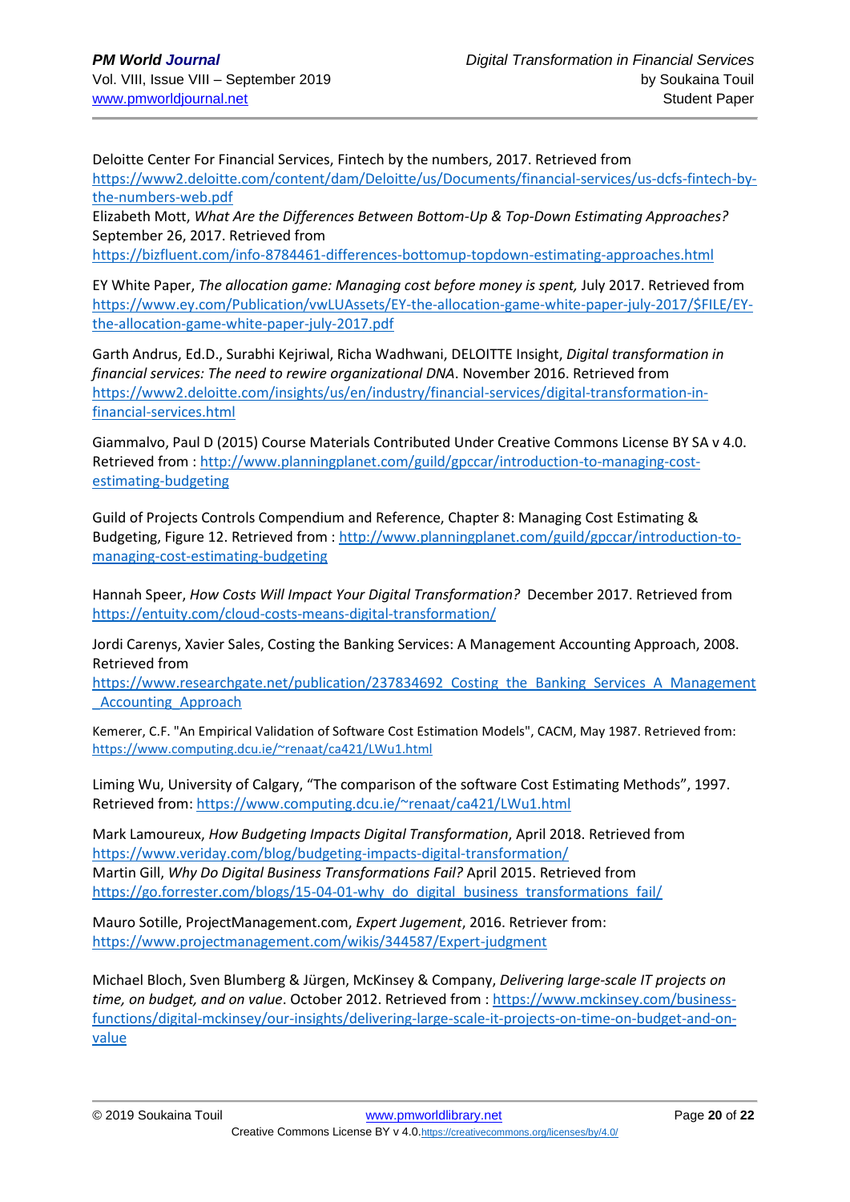Deloitte Center For Financial Services, Fintech by the numbers, 2017. Retrieved from https://www2.deloitte.com/content/dam/Deloitte/us/Documents/financial-services/us-dcfs-fintech-by-the-numbers-web.pdf

Elizabeth Mott, *What Are the Differences Between Bottom-Up & Top-Down Estimating Approaches?* September 26, 2017. Retrieved from https://bizfluent.com/info-8784461-differences-bottomup-topdown-estimating-approaches.html

EY White Paper, *The allocation game: Managing cost before money is spent,* July 2017. Retrieved from https://www.ey.com/Publication/vwLUAssets/EY-the-allocation-game-white-paper-july-2017/$FILE/EY-the-allocation-game-white-paper-july-2017.pdf

Garth Andrus, Ed.D., Surabhi Kejriwal, Richa Wadhwani, DELOITTE Insight, *Digital transformation in financial services: The need to rewire organizational DNA*. November 2016. Retrieved from https://www2.deloitte.com/insights/us/en/industry/financial-services/digital-transformation-in-financial-services.html

Giammalvo, Paul D (2015) Course Materials Contributed Under Creative Commons License BY SA v 4.0. Retrieved from : http://www.planningplanet.com/guild/gpccar/introduction-to-managing-cost-estimating-budgeting

Guild of Projects Controls Compendium and Reference, Chapter 8: Managing Cost Estimating & Budgeting, Figure 12. Retrieved from : http://www.planningplanet.com/guild/gpccar/introduction-to-managing-cost-estimating-budgeting

Hannah Speer, *How Costs Will Impact Your Digital Transformation?* December 2017. Retrieved from https://entuity.com/cloud-costs-means-digital-transformation/

Jordi Carenys, Xavier Sales, Costing the Banking Services: A Management Accounting Approach, 2008. Retrieved from https://www.researchgate.net/publication/237834692_Costing_the_Banking_Services_A_Management_Accounting_Approach

Kemerer, C.F. "An Empirical Validation of Software Cost Estimation Models", CACM, May 1987. Retrieved from: https://www.computing.dcu.ie/~renaat/ca421/LWu1.html

Liming Wu, University of Calgary, "The comparison of the software Cost Estimating Methods", 1997. Retrieved from: https://www.computing.dcu.ie/~renaat/ca421/LWu1.html

Mark Lamoureux, *How Budgeting Impacts Digital Transformation*, April 2018. Retrieved from https://www.veriday.com/blog/budgeting-impacts-digital-transformation/

Martin Gill, *Why Do Digital Business Transformations Fail?* April 2015. Retrieved from https://go.forrester.com/blogs/15-04-01-why_do_digital_business_transformations_fail/

Mauro Sotille, ProjectManagement.com, *Expert Jugement*, 2016. Retriever from: https://www.projectmanagement.com/wikis/344587/Expert-judgment

Michael Bloch, Sven Blumberg & Jürgen, McKinsey & Company, *Delivering large-scale IT projects on time, on budget, and on value*. October 2012. Retrieved from : https://www.mckinsey.com/business-functions/digital-mckinsey/our-insights/delivering-large-scale-it-projects-on-time-on-budget-and-on-value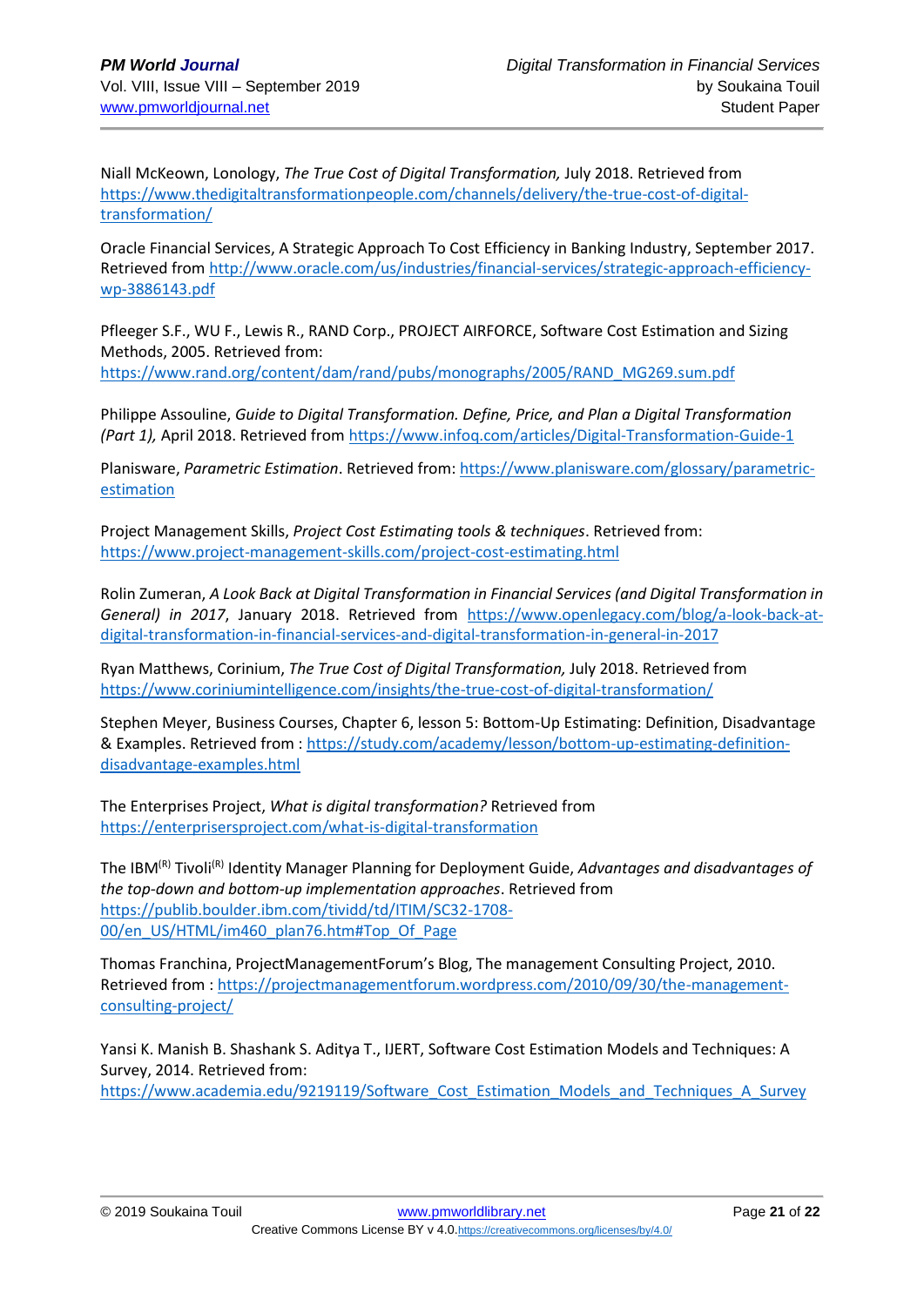Niall McKeown, Lonology, *The True Cost of Digital Transformation,* July 2018. Retrieved from https://www.thedigitaltransformationpeople.com/channels/delivery/the-true-cost-of-digital-transformation/

Oracle Financial Services, A Strategic Approach To Cost Efficiency in Banking Industry, September 2017. Retrieved from http://www.oracle.com/us/industries/financial-services/strategic-approach-efficiency-wp-3886143.pdf

Pfleeger S.F., WU F., Lewis R., RAND Corp., PROJECT AIRFORCE, Software Cost Estimation and Sizing Methods, 2005. Retrieved from: https://www.rand.org/content/dam/rand/pubs/monographs/2005/RAND_MG269.sum.pdf

Philippe Assouline, *Guide to Digital Transformation. Define, Price, and Plan a Digital Transformation (Part 1),* April 2018. Retrieved from https://www.infoq.com/articles/Digital-Transformation-Guide-1

Planisware, *Parametric Estimation*. Retrieved from: https://www.planisware.com/glossary/parametric-estimation

Project Management Skills, *Project Cost Estimating tools & techniques*. Retrieved from: https://www.project-management-skills.com/project-cost-estimating.html

Rolin Zumeran, *A Look Back at Digital Transformation in Financial Services (and Digital Transformation in General) in 2017*, January 2018. Retrieved from https://www.openlegacy.com/blog/a-look-back-at-digital-transformation-in-financial-services-and-digital-transformation-in-general-in-2017

Ryan Matthews, Corinium, *The True Cost of Digital Transformation,* July 2018. Retrieved from https://www.coriniumintelligence.com/insights/the-true-cost-of-digital-transformation/

Stephen Meyer, Business Courses, Chapter 6, lesson 5: Bottom-Up Estimating: Definition, Disadvantage & Examples. Retrieved from : https://study.com/academy/lesson/bottom-up-estimating-definition-disadvantage-examples.html

The Enterprises Project, *What is digital transformation?* Retrieved from https://enterprisersproject.com/what-is-digital-transformation

The IBM(R) Tivoli(R) Identity Manager Planning for Deployment Guide, *Advantages and disadvantages of the top-down and bottom-up implementation approaches*. Retrieved from https://publib.boulder.ibm.com/tividd/td/ITIM/SC32-1708-00/en_US/HTML/im460_plan76.htm#Top_Of_Page

Thomas Franchina, ProjectManagementForum's Blog, The management Consulting Project, 2010. Retrieved from : https://projectmanagementforum.wordpress.com/2010/09/30/the-management-consulting-project/

Yansi K. Manish B. Shashank S. Aditya T., IJERT, Software Cost Estimation Models and Techniques: A Survey, 2014. Retrieved from: https://www.academia.edu/9219119/Software_Cost_Estimation_Models_and_Techniques_A_Survey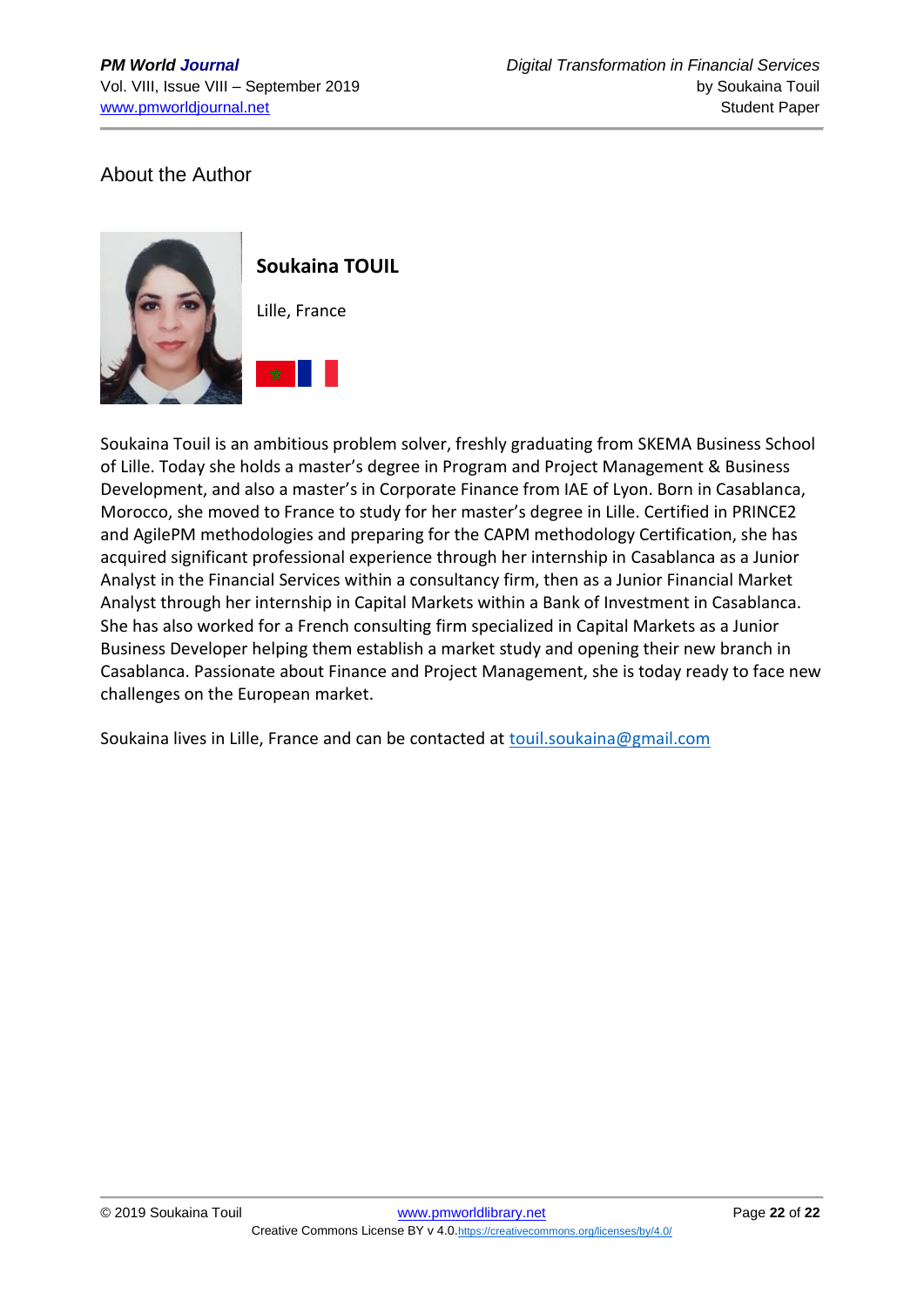## About the Author

### Soukaina TOUIL

Lille, France

Soukaina Touil is an ambitious problem solver, freshly graduating from SKEMA Business School of Lille. Today she holds a master's degree in Program and Project Management & Business Development, and also a master's in Corporate Finance from IAE of Lyon. Born in Casablanca, Morocco, she moved to France to study for her master's degree in Lille. Certified in PRINCE2 and AgilePM methodologies and preparing for the CAPM methodology Certification, she has acquired significant professional experience through her internship in Casablanca as a Junior Analyst in the Financial Services within a consultancy firm, then as a Junior Financial Market Analyst through her internship in Capital Markets within a Bank of Investment in Casablanca. She has also worked for a French consulting firm specialized in Capital Markets as a Junior Business Developer helping them establish a market study and opening their new branch in Casablanca. Passionate about Finance and Project Management, she is today ready to face new challenges on the European market.

Soukaina lives in Lille, France and can be contacted at touil.soukaina@gmail.com